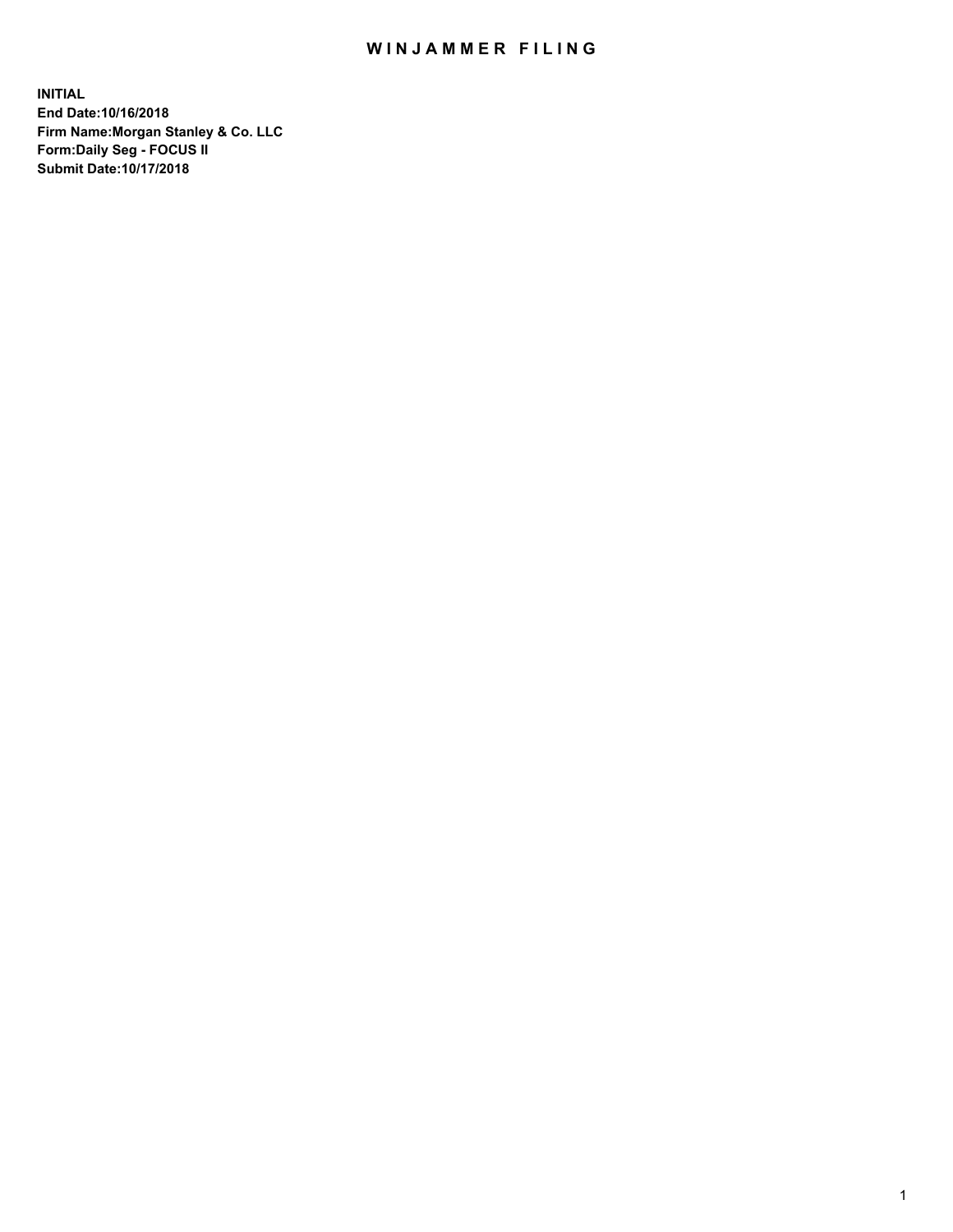# WINJAMMER FILING

**INITIAL**
**End Date:10/16/2018**
**Firm Name:Morgan Stanley & Co. LLC**
**Form:Daily Seg - FOCUS II**
**Submit Date:10/17/2018**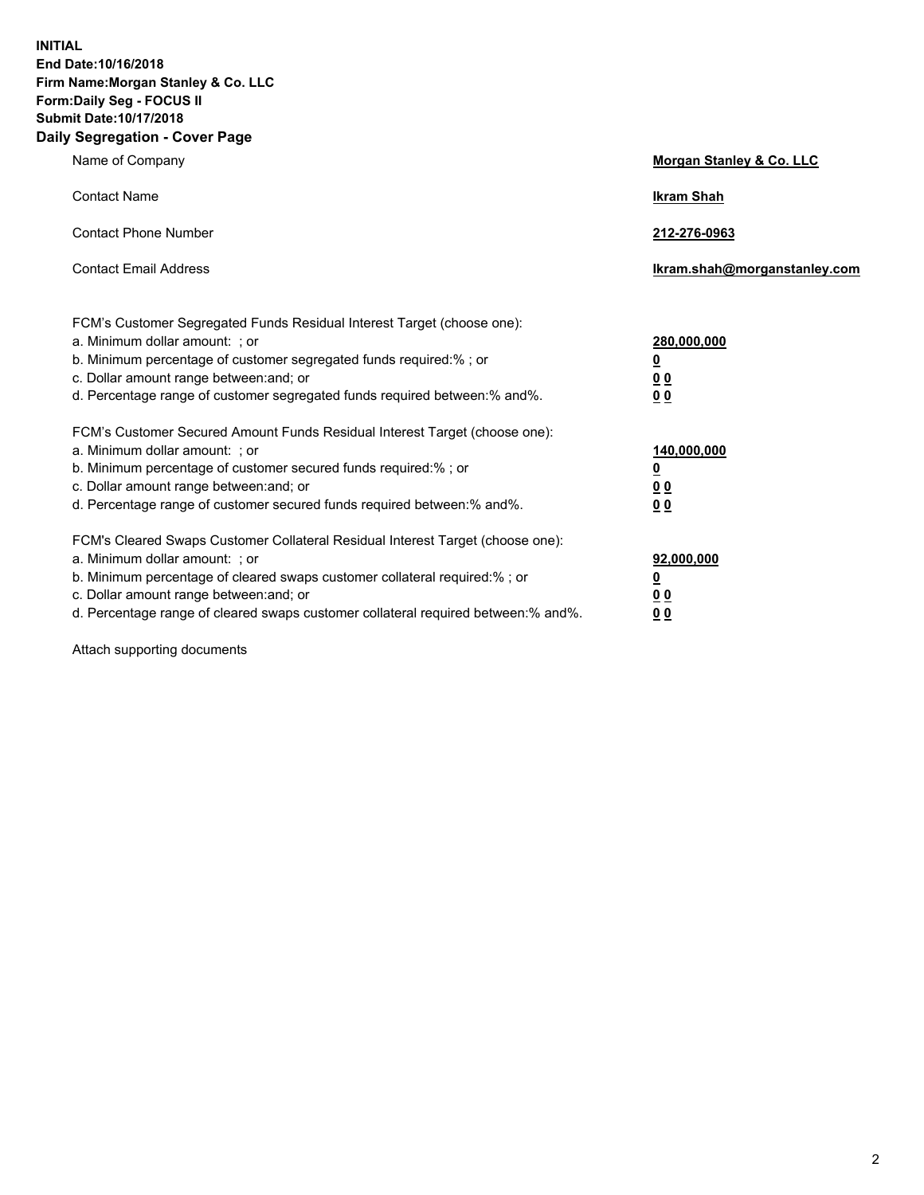**INITIAL**
**End Date:10/16/2018**
**Firm Name:Morgan Stanley & Co. LLC**
**Form:Daily Seg - FOCUS II**
**Submit Date:10/17/2018**
**Daily Segregation - Cover Page**

| | |
|---|---|
| Name of Company | **Morgan Stanley & Co. LLC** |
| Contact Name | **Ikram Shah** |
| Contact Phone Number | **212-276-0963** |
| Contact Email Address | **Ikram.shah@morganstanley.com** |

FCM's Customer Segregated Funds Residual Interest Target (choose one):

| | |
|---|---|
| a. Minimum dollar amount: ; or | **280,000,000** |
| b. Minimum percentage of customer segregated funds required:% ; or | **0** |
| c. Dollar amount range between:and; or | **0 0** |
| d. Percentage range of customer segregated funds required between:% and%. | **0 0** |

FCM's Customer Secured Amount Funds Residual Interest Target (choose one):

| | |
|---|---|
| a. Minimum dollar amount: ; or | **140,000,000** |
| b. Minimum percentage of customer secured funds required:% ; or | **0** |
| c. Dollar amount range between:and; or | **0 0** |
| d. Percentage range of customer secured funds required between:% and%. | **0 0** |

FCM's Cleared Swaps Customer Collateral Residual Interest Target (choose one):

| | |
|---|---|
| a. Minimum dollar amount: ; or | **92,000,000** |
| b. Minimum percentage of cleared swaps customer collateral required:% ; or | **0** |
| c. Dollar amount range between:and; or | **0 0** |
| d. Percentage range of cleared swaps customer collateral required between:% and%. | **0 0** |

Attach supporting documents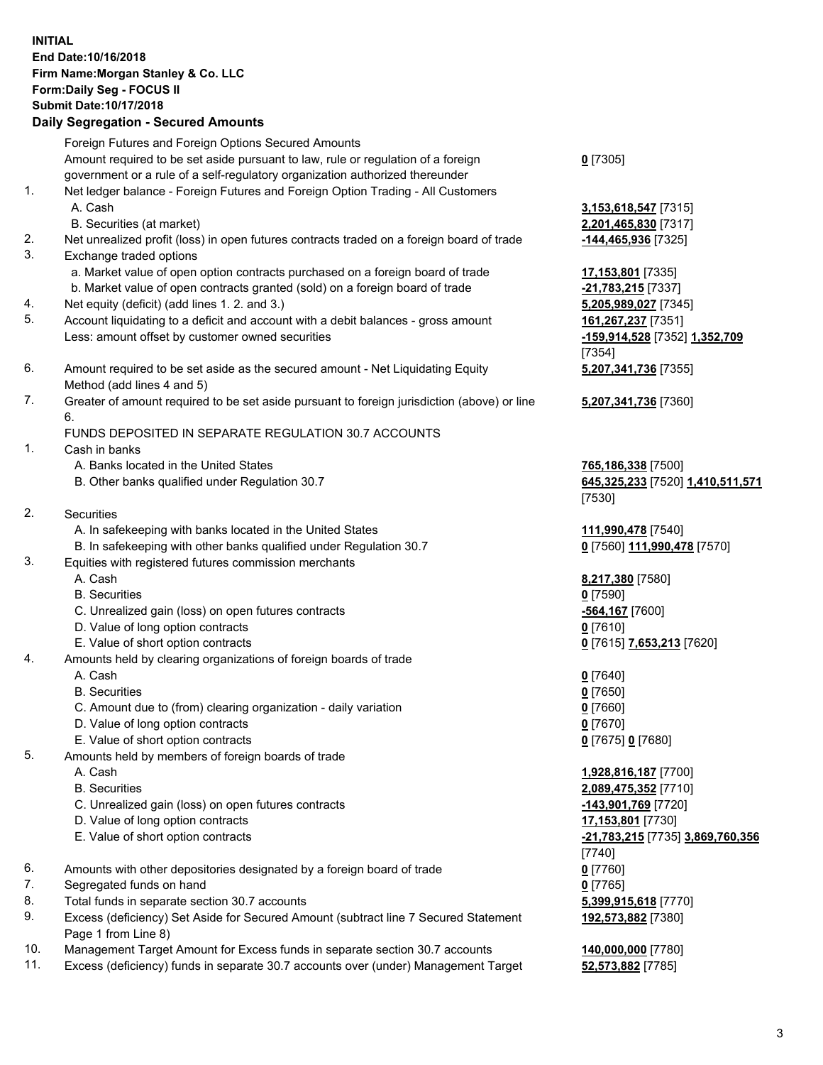**INITIAL**
**End Date:10/16/2018**
**Firm Name:Morgan Stanley & Co. LLC**
**Form:Daily Seg - FOCUS II**
**Submit Date:10/17/2018**

## Daily Segregation - Secured Amounts

| | | |
|---|---|---|
| | Foreign Futures and Foreign Options Secured Amounts | |
| | Amount required to be set aside pursuant to law, rule or regulation of a foreign government or a rule of a self-regulatory organization authorized thereunder | **0** [7305] |
| 1. | Net ledger balance - Foreign Futures and Foreign Option Trading - All Customers | |
| | A. Cash | **3,153,618,547** [7315] |
| | B. Securities (at market) | **2,201,465,830** [7317] |
| 2. | Net unrealized profit (loss) in open futures contracts traded on a foreign board of trade | **-144,465,936** [7325] |
| 3. | Exchange traded options | |
| | a. Market value of open option contracts purchased on a foreign board of trade | **17,153,801** [7335] |
| | b. Market value of open contracts granted (sold) on a foreign board of trade | **-21,783,215** [7337] |
| 4. | Net equity (deficit) (add lines 1. 2. and 3.) | **5,205,989,027** [7345] |
| 5. | Account liquidating to a deficit and account with a debit balances - gross amount | **161,267,237** [7351] |
| | Less: amount offset by customer owned securities | **-159,914,528** [7352] **1,352,709** [7354] |
| 6. | Amount required to be set aside as the secured amount - Net Liquidating Equity Method (add lines 4 and 5) | **5,207,341,736** [7355] |
| 7. | Greater of amount required to be set aside pursuant to foreign jurisdiction (above) or line 6. | **5,207,341,736** [7360] |
| | FUNDS DEPOSITED IN SEPARATE REGULATION 30.7 ACCOUNTS | |
| 1. | Cash in banks | |
| | A. Banks located in the United States | **765,186,338** [7500] |
| | B. Other banks qualified under Regulation 30.7 | **645,325,233** [7520] **1,410,511,571** [7530] |
| 2. | Securities | |
| | A. In safekeeping with banks located in the United States | **111,990,478** [7540] |
| | B. In safekeeping with other banks qualified under Regulation 30.7 | **0** [7560] **111,990,478** [7570] |
| 3. | Equities with registered futures commission merchants | |
| | A. Cash | **8,217,380** [7580] |
| | B. Securities | **0** [7590] |
| | C. Unrealized gain (loss) on open futures contracts | **-564,167** [7600] |
| | D. Value of long option contracts | **0** [7610] |
| | E. Value of short option contracts | **0** [7615] **7,653,213** [7620] |
| 4. | Amounts held by clearing organizations of foreign boards of trade | |
| | A. Cash | **0** [7640] |
| | B. Securities | **0** [7650] |
| | C. Amount due to (from) clearing organization - daily variation | **0** [7660] |
| | D. Value of long option contracts | **0** [7670] |
| | E. Value of short option contracts | **0** [7675] **0** [7680] |
| 5. | Amounts held by members of foreign boards of trade | |
| | A. Cash | **1,928,816,187** [7700] |
| | B. Securities | **2,089,475,352** [7710] |
| | C. Unrealized gain (loss) on open futures contracts | **-143,901,769** [7720] |
| | D. Value of long option contracts | **17,153,801** [7730] |
| | E. Value of short option contracts | **-21,783,215** [7735] **3,869,760,356** [7740] |
| 6. | Amounts with other depositories designated by a foreign board of trade | **0** [7760] |
| 7. | Segregated funds on hand | **0** [7765] |
| 8. | Total funds in separate section 30.7 accounts | **5,399,915,618** [7770] |
| 9. | Excess (deficiency) Set Aside for Secured Amount (subtract line 7 Secured Statement Page 1 from Line 8) | **192,573,882** [7380] |
| 10. | Management Target Amount for Excess funds in separate section 30.7 accounts | **140,000,000** [7780] |
| 11. | Excess (deficiency) funds in separate 30.7 accounts over (under) Management Target | **52,573,882** [7785] |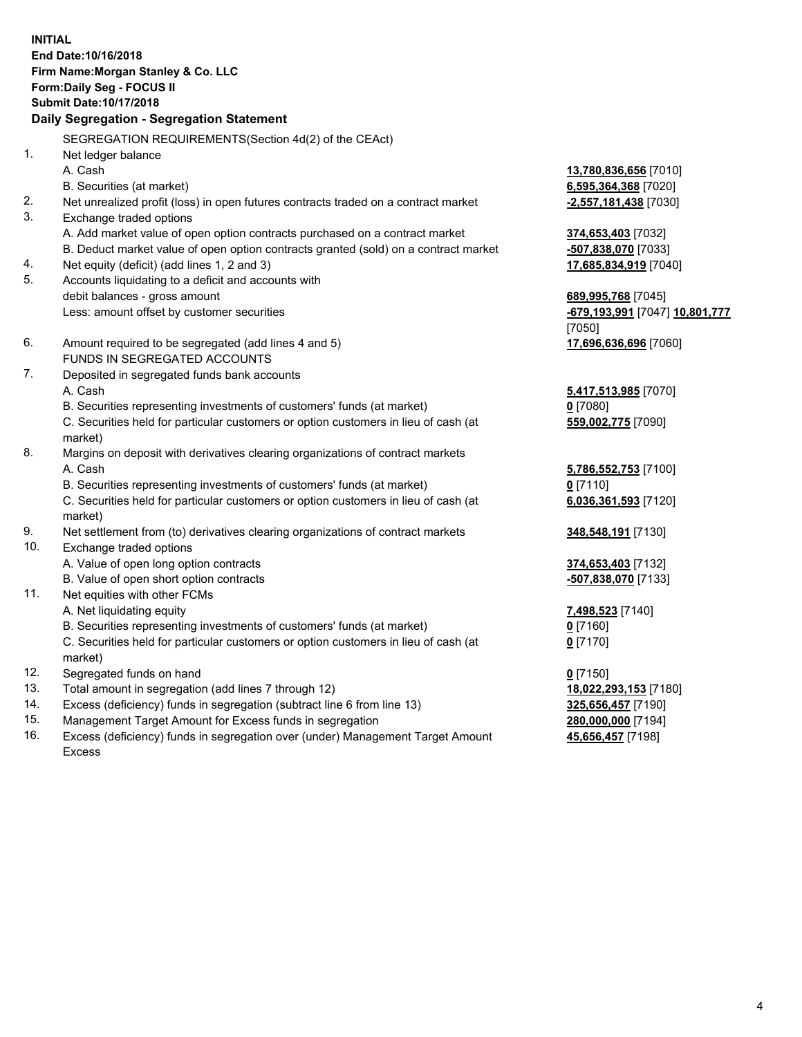**INITIAL**
**End Date:10/16/2018**
**Firm Name:Morgan Stanley & Co. LLC**
**Form:Daily Seg - FOCUS II**
**Submit Date:10/17/2018**
**Daily Segregation - Segregation Statement**

SEGREGATION REQUIREMENTS(Section 4d(2) of the CEAct)

| | | |
|---|---|---|
| 1. | Net ledger balance | |
| | A. Cash | **13,780,836,656** [7010] |
| | B. Securities (at market) | **6,595,364,368** [7020] |
| 2. | Net unrealized profit (loss) in open futures contracts traded on a contract market | **-2,557,181,438** [7030] |
| 3. | Exchange traded options | |
| | A. Add market value of open option contracts purchased on a contract market | **374,653,403** [7032] |
| | B. Deduct market value of open option contracts granted (sold) on a contract market | **-507,838,070** [7033] |
| 4. | Net equity (deficit) (add lines 1, 2 and 3) | **17,685,834,919** [7040] |
| 5. | Accounts liquidating to a deficit and accounts with debit balances - gross amount | **689,995,768** [7045] |
| | Less: amount offset by customer securities | **-679,193,991** [7047] **10,801,777** [7050] |
| 6. | Amount required to be segregated (add lines 4 and 5) | **17,696,636,696** [7060] |
| | FUNDS IN SEGREGATED ACCOUNTS | |
| 7. | Deposited in segregated funds bank accounts | |
| | A. Cash | **5,417,513,985** [7070] |
| | B. Securities representing investments of customers' funds (at market) | **0** [7080] |
| | C. Securities held for particular customers or option customers in lieu of cash (at market) | **559,002,775** [7090] |
| 8. | Margins on deposit with derivatives clearing organizations of contract markets | |
| | A. Cash | **5,786,552,753** [7100] |
| | B. Securities representing investments of customers' funds (at market) | **0** [7110] |
| | C. Securities held for particular customers or option customers in lieu of cash (at market) | **6,036,361,593** [7120] |
| 9. | Net settlement from (to) derivatives clearing organizations of contract markets | **348,548,191** [7130] |
| 10. | Exchange traded options | |
| | A. Value of open long option contracts | **374,653,403** [7132] |
| | B. Value of open short option contracts | **-507,838,070** [7133] |
| 11. | Net equities with other FCMs | |
| | A. Net liquidating equity | **7,498,523** [7140] |
| | B. Securities representing investments of customers' funds (at market) | **0** [7160] |
| | C. Securities held for particular customers or option customers in lieu of cash (at market) | **0** [7170] |
| 12. | Segregated funds on hand | **0** [7150] |
| 13. | Total amount in segregation (add lines 7 through 12) | **18,022,293,153** [7180] |
| 14. | Excess (deficiency) funds in segregation (subtract line 6 from line 13) | **325,656,457** [7190] |
| 15. | Management Target Amount for Excess funds in segregation | **280,000,000** [7194] |
| 16. | Excess (deficiency) funds in segregation over (under) Management Target Amount Excess | **45,656,457** [7198] |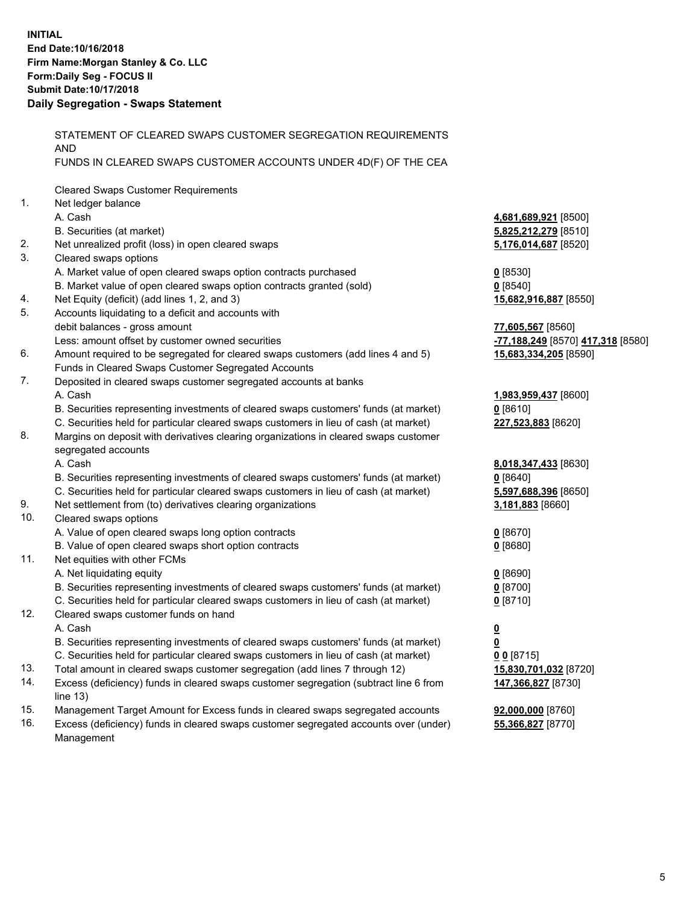**INITIAL**
**End Date:10/16/2018**
**Firm Name:Morgan Stanley & Co. LLC**
**Form:Daily Seg - FOCUS II**
**Submit Date:10/17/2018**
**Daily Segregation - Swaps Statement**

STATEMENT OF CLEARED SWAPS CUSTOMER SEGREGATION REQUIREMENTS AND FUNDS IN CLEARED SWAPS CUSTOMER ACCOUNTS UNDER 4D(F) OF THE CEA

| | | |
|---|---|---|
| | Cleared Swaps Customer Requirements | |
| 1. | Net ledger balance | |
| | A. Cash | **4,681,689,921** [8500] |
| | B. Securities (at market) | **5,825,212,279** [8510] |
| 2. | Net unrealized profit (loss) in open cleared swaps | **5,176,014,687** [8520] |
| 3. | Cleared swaps options | |
| | A. Market value of open cleared swaps option contracts purchased | **0** [8530] |
| | B. Market value of open cleared swaps option contracts granted (sold) | **0** [8540] |
| 4. | Net Equity (deficit) (add lines 1, 2, and 3) | **15,682,916,887** [8550] |
| 5. | Accounts liquidating to a deficit and accounts with debit balances - gross amount | **77,605,567** [8560] |
| | Less: amount offset by customer owned securities | **-77,188,249** [8570] **417,318** [8580] |
| 6. | Amount required to be segregated for cleared swaps customers (add lines 4 and 5) | **15,683,334,205** [8590] |
| | Funds in Cleared Swaps Customer Segregated Accounts | |
| 7. | Deposited in cleared swaps customer segregated accounts at banks | |
| | A. Cash | **1,983,959,437** [8600] |
| | B. Securities representing investments of cleared swaps customers' funds (at market) | **0** [8610] |
| | C. Securities held for particular cleared swaps customers in lieu of cash (at market) | **227,523,883** [8620] |
| 8. | Margins on deposit with derivatives clearing organizations in cleared swaps customer segregated accounts | |
| | A. Cash | **8,018,347,433** [8630] |
| | B. Securities representing investments of cleared swaps customers' funds (at market) | **0** [8640] |
| | C. Securities held for particular cleared swaps customers in lieu of cash (at market) | **5,597,688,396** [8650] |
| 9. | Net settlement from (to) derivatives clearing organizations | **3,181,883** [8660] |
| 10. | Cleared swaps options | |
| | A. Value of open cleared swaps long option contracts | **0** [8670] |
| | B. Value of open cleared swaps short option contracts | **0** [8680] |
| 11. | Net equities with other FCMs | |
| | A. Net liquidating equity | **0** [8690] |
| | B. Securities representing investments of cleared swaps customers' funds (at market) | **0** [8700] |
| | C. Securities held for particular cleared swaps customers in lieu of cash (at market) | **0** [8710] |
| 12. | Cleared swaps customer funds on hand | |
| | A. Cash | **0** |
| | B. Securities representing investments of cleared swaps customers' funds (at market) | **0** |
| | C. Securities held for particular cleared swaps customers in lieu of cash (at market) | **0** **0** [8715] |
| 13. | Total amount in cleared swaps customer segregation (add lines 7 through 12) | **15,830,701,032** [8720] |
| 14. | Excess (deficiency) funds in cleared swaps customer segregation (subtract line 6 from line 13) | **147,366,827** [8730] |
| 15. | Management Target Amount for Excess funds in cleared swaps segregated accounts | **92,000,000** [8760] |
| 16. | Excess (deficiency) funds in cleared swaps customer segregated accounts over (under) Management | **55,366,827** [8770] |